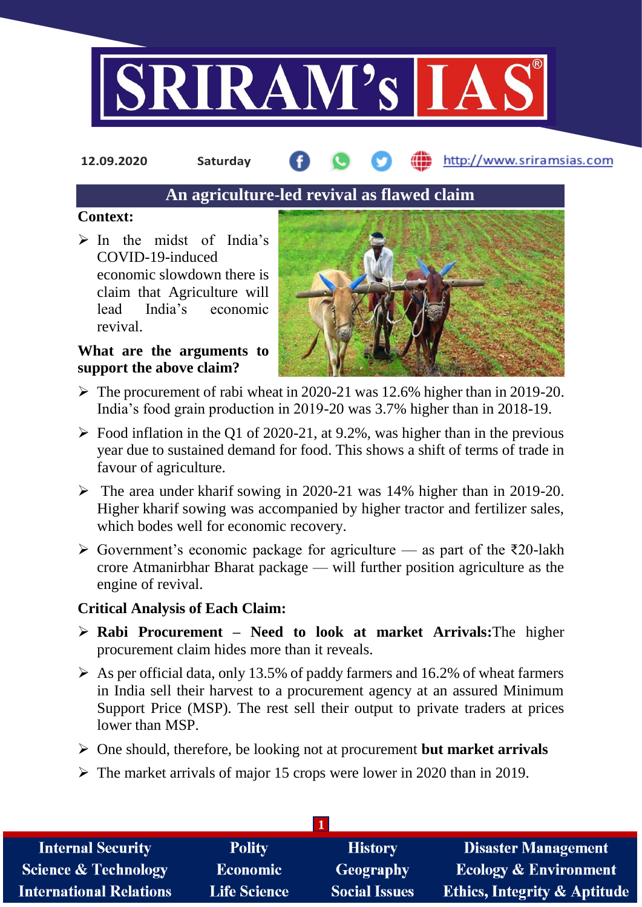12.09.2020 Saturday http://www.sriramsias.com

# An agriculture-led revival as flawed claim

**Context:**

- In the midst of India's COVID-19-induced economic slowdown there is claim that Agriculture will lead India's economic revival.

**What are the arguments to support the above claim?**

- The procurement of rabi wheat in 2020-21 was 12.6% higher than in 2019-20. India's food grain production in 2019-20 was 3.7% higher than in 2018-19.
- Food inflation in the Q1 of 2020-21, at 9.2%, was higher than in the previous year due to sustained demand for food. This shows a shift of terms of trade in favour of agriculture.
- The area under kharif sowing in 2020-21 was 14% higher than in 2019-20. Higher kharif sowing was accompanied by higher tractor and fertilizer sales, which bodes well for economic recovery.
- Government's economic package for agriculture — as part of the ₹20-lakh crore Atmanirbhar Bharat package — will further position agriculture as the engine of revival.

**Critical Analysis of Each Claim:**

- **Rabi Procurement – Need to look at market Arrivals:**The higher procurement claim hides more than it reveals.
- As per official data, only 13.5% of paddy farmers and 16.2% of wheat farmers in India sell their harvest to a procurement agency at an assured Minimum Support Price (MSP). The rest sell their output to private traders at prices lower than MSP.
- One should, therefore, be looking not at procurement **but market arrivals**
- The market arrivals of major 15 crops were lower in 2020 than in 2019.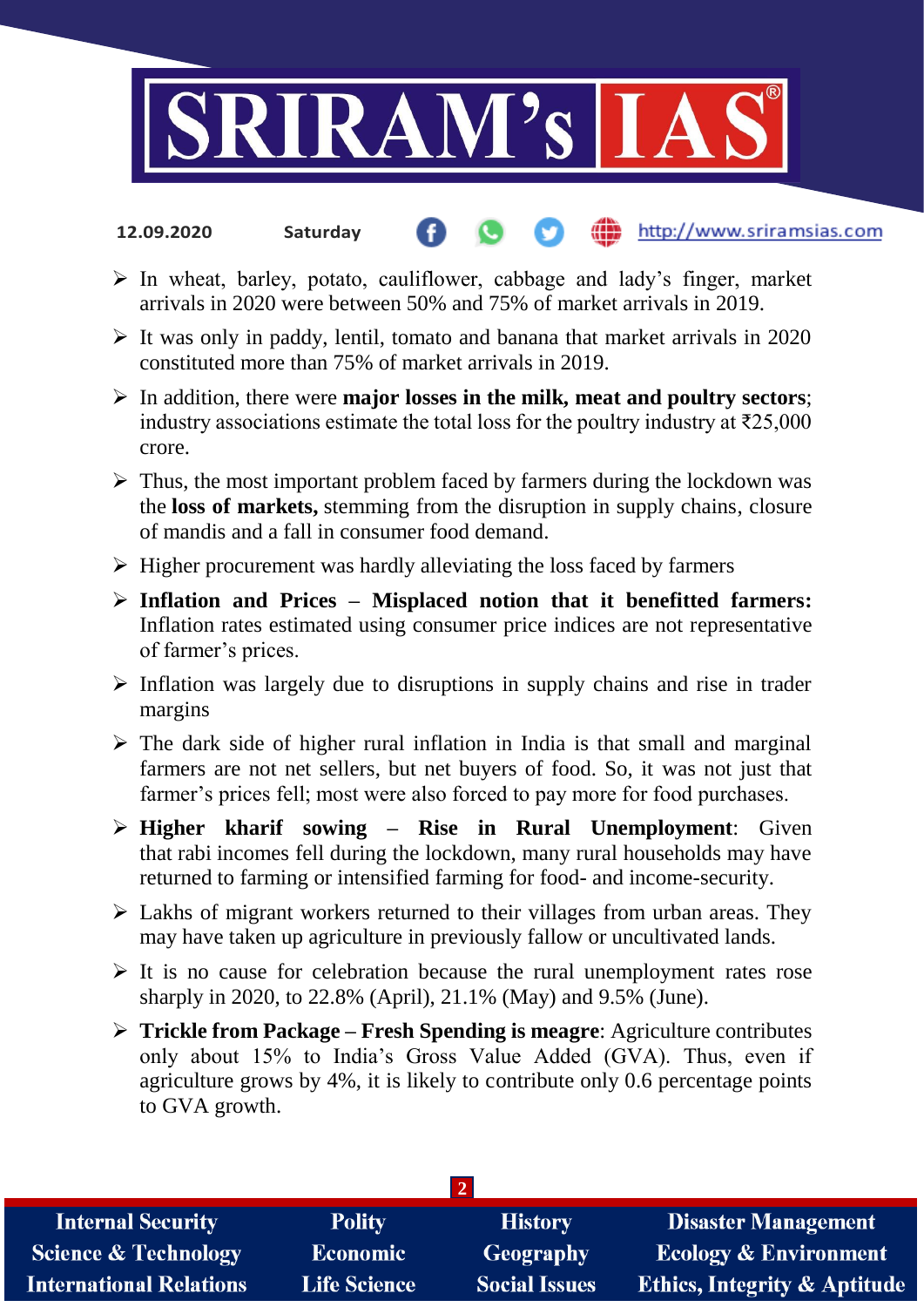- In wheat, barley, potato, cauliflower, cabbage and lady's finger, market arrivals in 2020 were between 50% and 75% of market arrivals in 2019.
- It was only in paddy, lentil, tomato and banana that market arrivals in 2020 constituted more than 75% of market arrivals in 2019.
- In addition, there were **major losses in the milk, meat and poultry sectors**; industry associations estimate the total loss for the poultry industry at ₹25,000 crore.
- Thus, the most important problem faced by farmers during the lockdown was the **loss of markets,** stemming from the disruption in supply chains, closure of mandis and a fall in consumer food demand.
- Higher procurement was hardly alleviating the loss faced by farmers
- **Inflation and Prices – Misplaced notion that it benefitted farmers:** Inflation rates estimated using consumer price indices are not representative of farmer's prices.
- Inflation was largely due to disruptions in supply chains and rise in trader margins
- The dark side of higher rural inflation in India is that small and marginal farmers are not net sellers, but net buyers of food. So, it was not just that farmer's prices fell; most were also forced to pay more for food purchases.
- **Higher kharif sowing – Rise in Rural Unemployment**: Given that rabi incomes fell during the lockdown, many rural households may have returned to farming or intensified farming for food- and income-security.
- Lakhs of migrant workers returned to their villages from urban areas. They may have taken up agriculture in previously fallow or uncultivated lands.
- It is no cause for celebration because the rural unemployment rates rose sharply in 2020, to 22.8% (April), 21.1% (May) and 9.5% (June).
- **Trickle from Package – Fresh Spending is meagre**: Agriculture contributes only about 15% to India's Gross Value Added (GVA). Thus, even if agriculture grows by 4%, it is likely to contribute only 0.6 percentage points to GVA growth.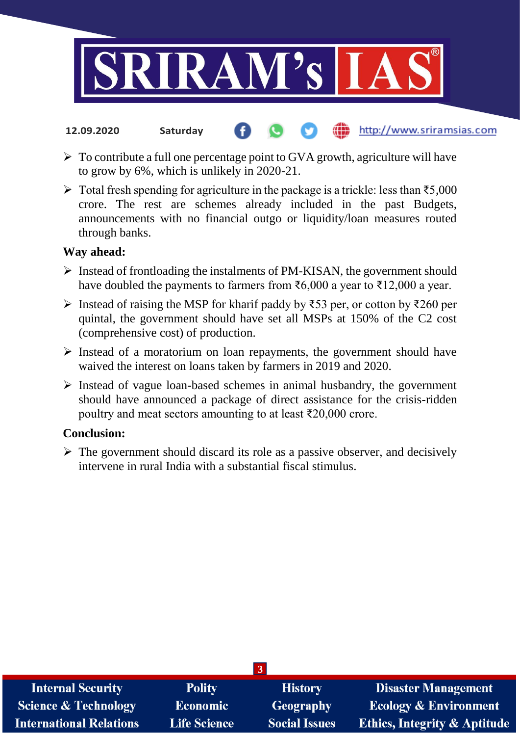- To contribute a full one percentage point to GVA growth, agriculture will have to grow by 6%, which is unlikely in 2020-21.
- Total fresh spending for agriculture in the package is a trickle: less than ₹5,000 crore. The rest are schemes already included in the past Budgets, announcements with no financial outgo or liquidity/loan measures routed through banks.

**Way ahead:**

- Instead of frontloading the instalments of PM-KISAN, the government should have doubled the payments to farmers from ₹6,000 a year to ₹12,000 a year.
- Instead of raising the MSP for kharif paddy by ₹53 per, or cotton by ₹260 per quintal, the government should have set all MSPs at 150% of the C2 cost (comprehensive cost) of production.
- Instead of a moratorium on loan repayments, the government should have waived the interest on loans taken by farmers in 2019 and 2020.
- Instead of vague loan-based schemes in animal husbandry, the government should have announced a package of direct assistance for the crisis-ridden poultry and meat sectors amounting to at least ₹20,000 crore.

**Conclusion:**

- The government should discard its role as a passive observer, and decisively intervene in rural India with a substantial fiscal stimulus.